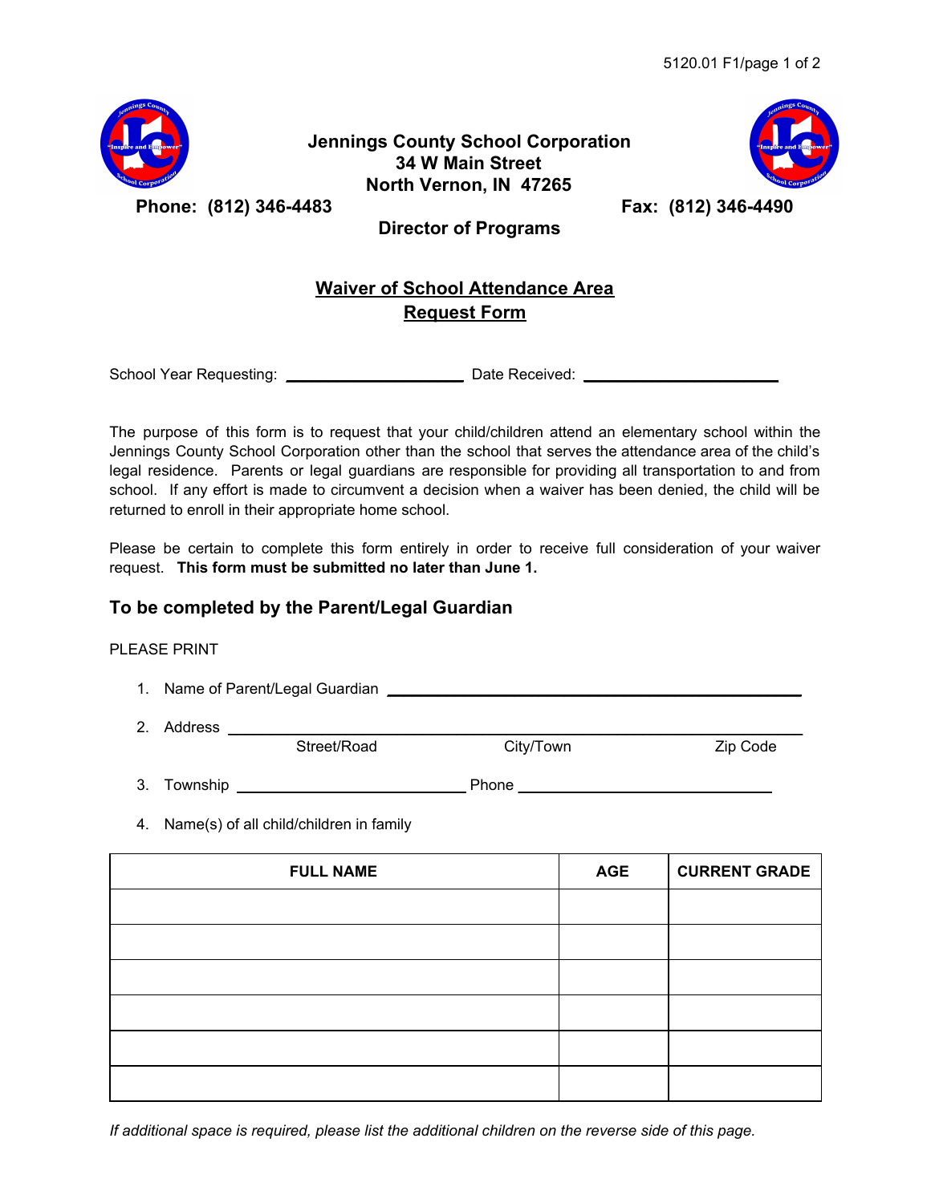5120.01 F1

**Jennings County School Corporation**
**34 W Main Street**
**North Vernon, IN 47265**

**Phone: (812) 346-4483** **Fax: (812) 346-4490**

**Director of Programs**

# Waiver of School Attendance Area Request Form

School Year Requesting: ____________________ Date Received: ____________________

The purpose of this form is to request that your child/children attend an elementary school within the Jennings County School Corporation other than the school that serves the attendance area of the child's legal residence. Parents or legal guardians are responsible for providing all transportation to and from school. If any effort is made to circumvent a decision when a waiver has been denied, the child will be returned to enroll in their appropriate home school.

Please be certain to complete this form entirely in order to receive full consideration of your waiver request. **This form must be submitted no later than June 1.**

## To be completed by the Parent/Legal Guardian

PLEASE PRINT

1. Name of Parent/Legal Guardian ________________________________________
2. Address ________________________________________
   Street/Road City/Town Zip Code
3. Township ____________________ Phone ____________________
4. Name(s) of all child/children in family

| FULL NAME | AGE | CURRENT GRADE |
|---|---|---|
| | | |
| | | |
| | | |
| | | |
| | | |
| | | |

*If additional space is required, please list the additional children on the reverse side of this page.*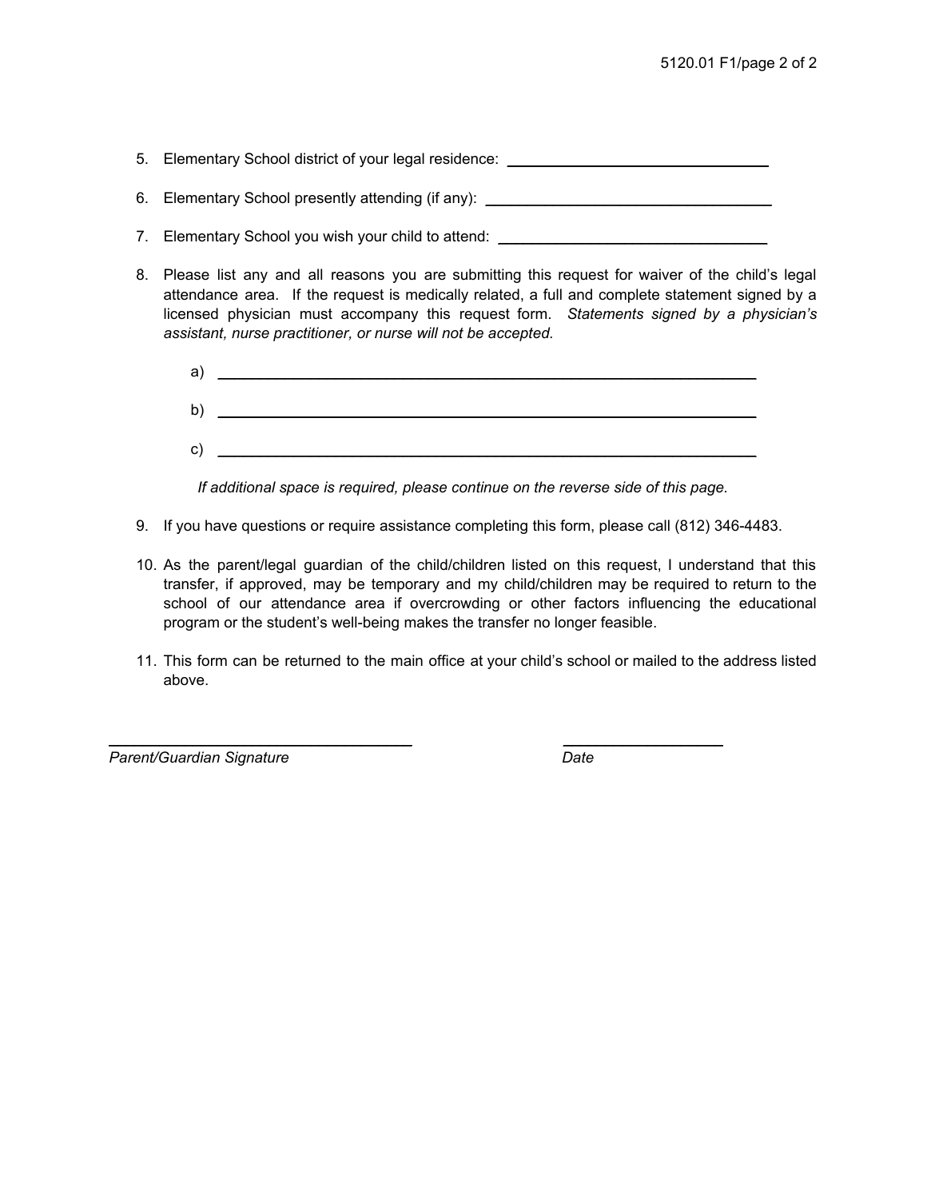5. Elementary School district of your legal residence: ________________________________

6. Elementary School presently attending (if any): ________________________________

7. Elementary School you wish your child to attend: ________________________________

8. Please list any and all reasons you are submitting this request for waiver of the child's legal attendance area. If the request is medically related, a full and complete statement signed by a licensed physician must accompany this request form. *Statements signed by a physician's assistant, nurse practitioner, or nurse will not be accepted.*

   a) ________________________________________________________________

   b) ________________________________________________________________

   c) ________________________________________________________________

   *If additional space is required, please continue on the reverse side of this page.*

9. If you have questions or require assistance completing this form, please call (812) 346-4483.

10. As the parent/legal guardian of the child/children listed on this request, I understand that this transfer, if approved, may be temporary and my child/children may be required to return to the school of our attendance area if overcrowding or other factors influencing the educational program or the student's well-being makes the transfer no longer feasible.

11. This form can be returned to the main office at your child's school or mailed to the address listed above.

____________________________________ ____________________

*Parent/Guardian Signature* *Date*